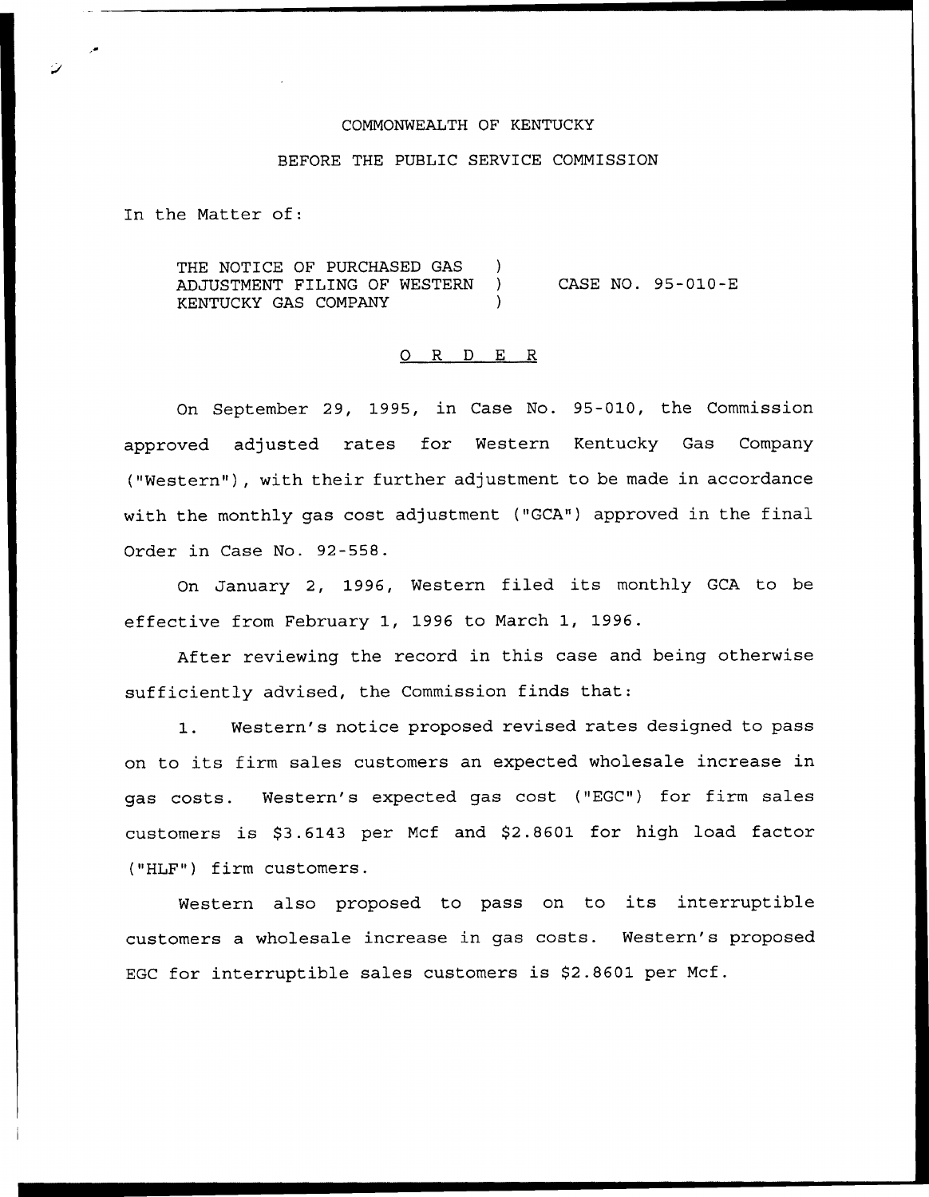COMMONWEALTH OF KENTUCKY

BEFORE THE PUBLIC SERVICE COMMISSION

In the Matter of:

THE NOTICE OF PURCHASED GAS ADJUSTMENT FILING OF WESTERN KENTUCKY GAS COMPANY ) CASE NO. 95-010-E

# ORDER

On September 29, 1995, in Case No. 95-010, the Commission approved adjusted rates for Western Kentucky Gas Company ("Western"), with their further adjustment to be made in accordance with the monthly gas cost adjustment ("GCA") approved in the final Order in Case No. 92-558.

On January 2, 1996, Western filed its monthly GCA to be effective from February 1, 1996 to March 1, 1996.

After reviewing the record in this case and being otherwise sufficiently advised, the Commission finds that:

1. Western's notice proposed revised rates designed to pass on to its firm sales customers an expected wholesale increase in gas costs. Western's expected gas cost ("EGC") for firm sales customers is $3.6143 per Mcf and $2.8601 for high load factor ("HLF") firm customers.

Western also proposed to pass on to its interruptible customers a wholesale increase in gas costs. Western's proposed EGC for interruptible sales customers is $2.8601 per Mcf.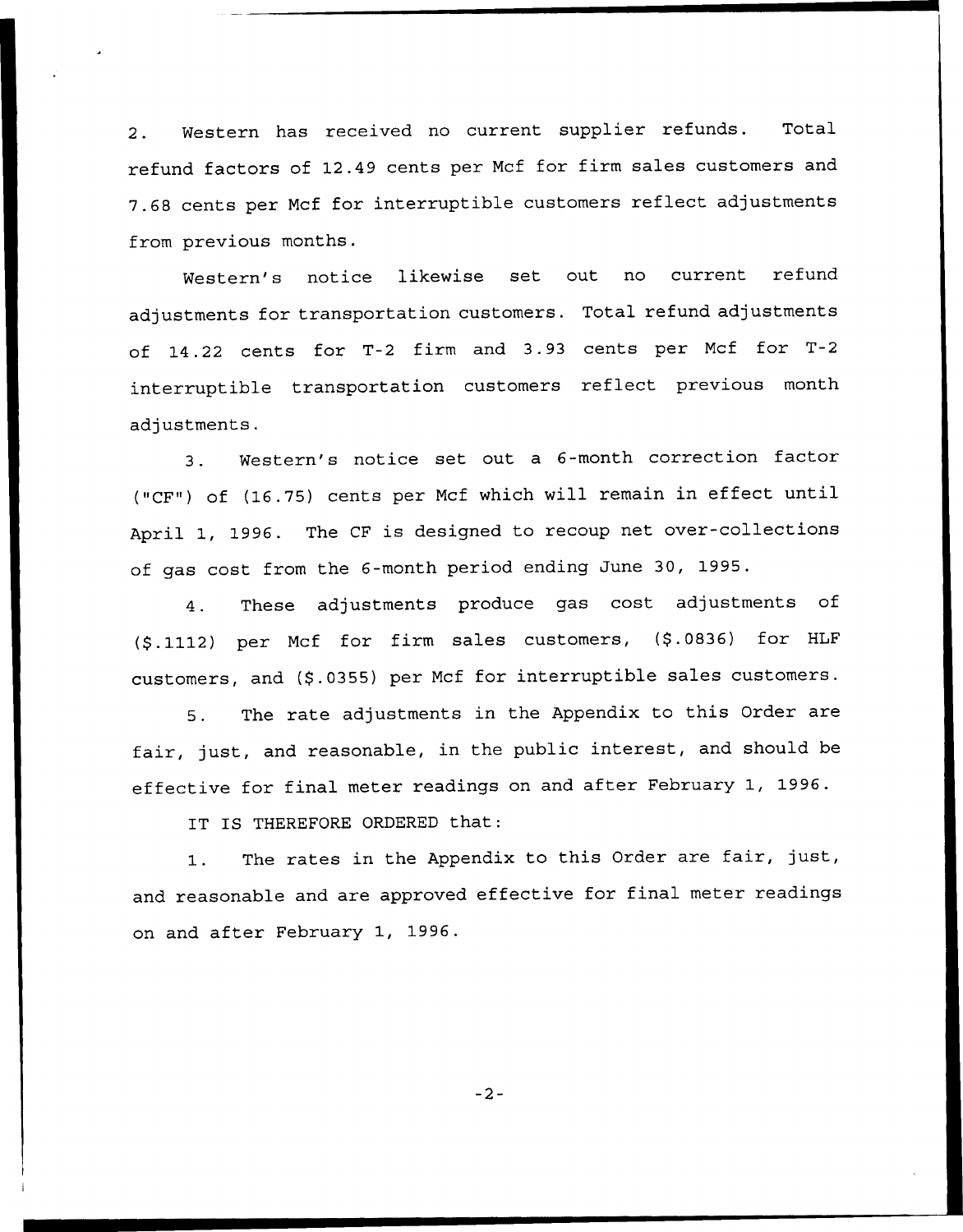2. Western has received no current supplier refunds. Total refund factors of 12.49 cents per Mcf for firm sales customers and 7.68 cents per Mcf for interruptible customers reflect adjustments from previous months.

Western's notice likewise set out no current refund adjustments for transportation customers. Total refund adjustments of 14.22 cents for T-2 firm and 3.93 cents per Mcf for T-2 interruptible transportation customers reflect previous month adjustments.

3. Western's notice set out a 6-month correction factor ("CF") of (16.75) cents per Mcf which will remain in effect until April 1, 1996. The CF is designed to recoup net over-collections of gas cost from the 6-month period ending June 30, 1995.

4. These adjustments produce gas cost adjustments of ($.1112) per Mcf for firm sales customers, ($.0836) for HLF customers, and ($.0355) per Mcf for interruptible sales customers.

5. The rate adjustments in the Appendix to this Order are fair, just, and reasonable, in the public interest, and should be effective for final meter readings on and after February 1, 1996.

IT IS THEREFORE ORDERED that:

1. The rates in the Appendix to this Order are fair, just, and reasonable and are approved effective for final meter readings on and after February 1, 1996.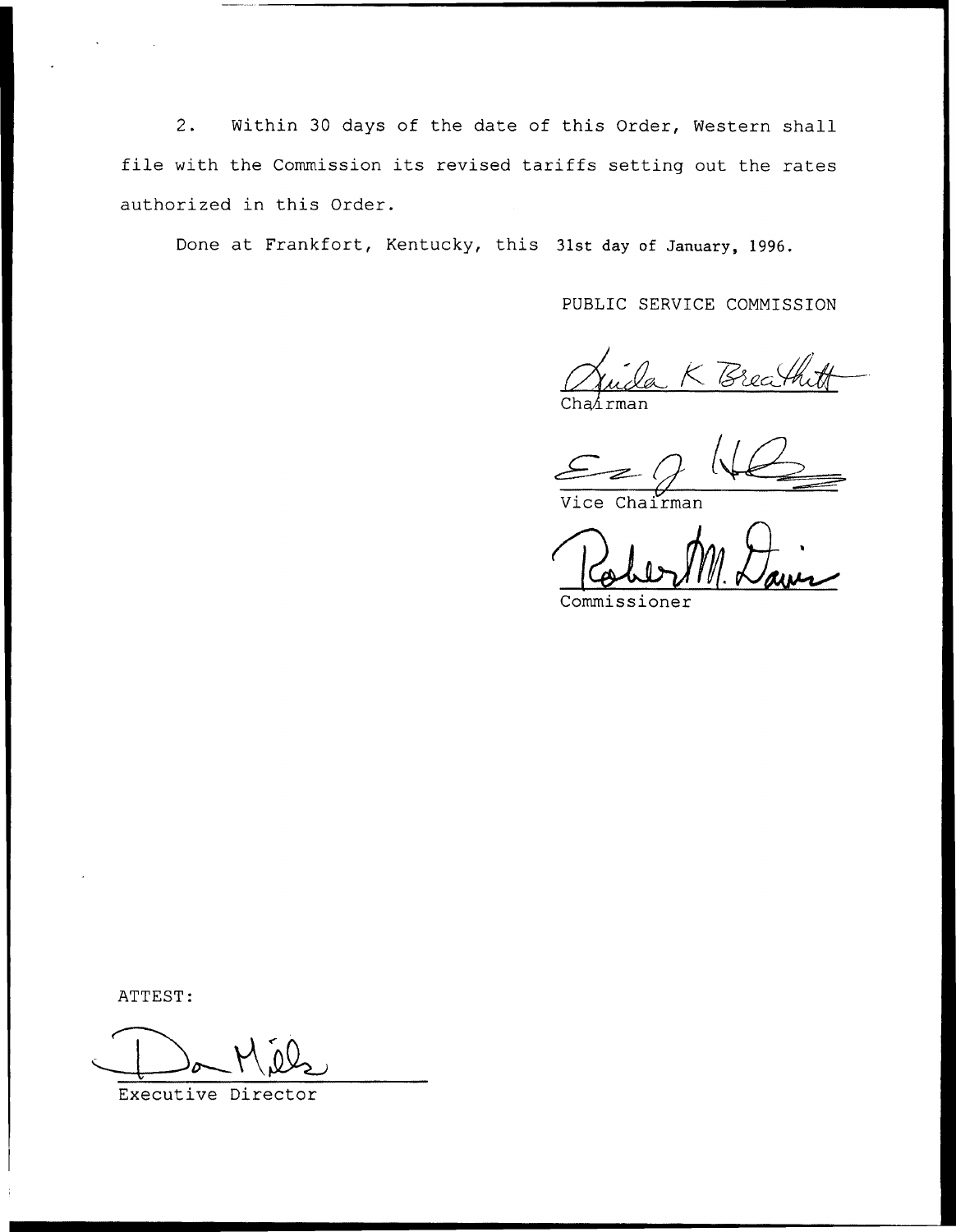2. Within 30 days of the date of this Order, Western shall file with the Commission its revised tariffs setting out the rates authorized in this Order.

Done at Frankfort, Kentucky, this 31st day of January, 1996.

PUBLIC SERVICE COMMISSION

Linda K Breathitt

Chairman

Vice Chairman

Robert M. Davis

Commissioner

ATTEST:

Executive Director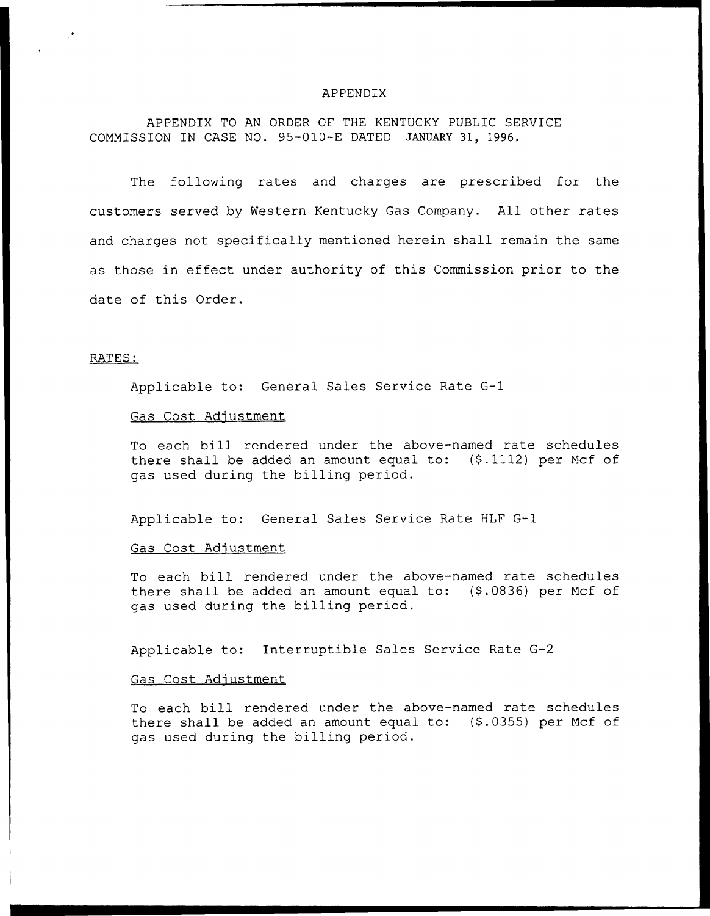# APPENDIX

APPENDIX TO AN ORDER OF THE KENTUCKY PUBLIC SERVICE COMMISSION IN CASE NO. 95-010-E DATED JANUARY 31, 1996.

The following rates and charges are prescribed for the customers served by Western Kentucky Gas Company. All other rates and charges not specifically mentioned herein shall remain the same as those in effect under authority of this Commission prior to the date of this Order.

RATES:

Applicable to: General Sales Service Rate G-1

Gas Cost Adjustment

To each bill rendered under the above-named rate schedules there shall be added an amount equal to: ($.1112) per Mcf of gas used during the billing period.

Applicable to: General Sales Service Rate HLF G-1

Gas Cost Adjustment

To each bill rendered under the above-named rate schedules there shall be added an amount equal to: ($.0836) per Mcf of gas used during the billing period.

Applicable to: Interruptible Sales Service Rate G-2

Gas Cost Adjustment

To each bill rendered under the above-named rate schedules there shall be added an amount equal to: ($.0355) per Mcf of gas used during the billing period.